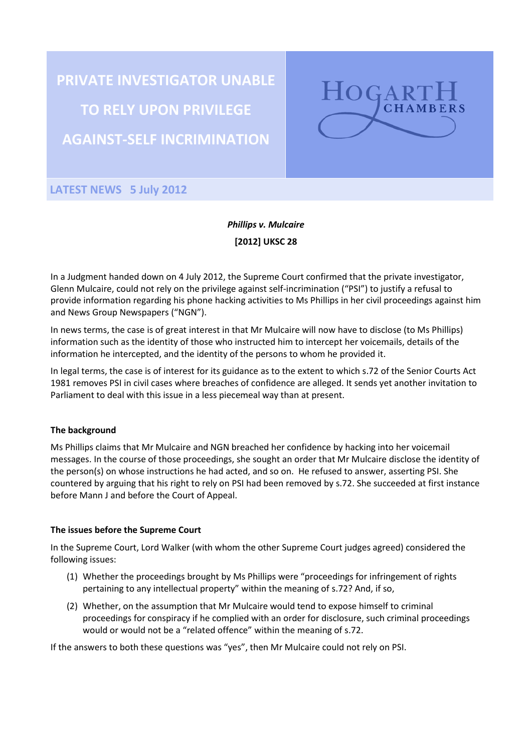# PRIVATE INVESTIGATOR UNABLE TO RELY UPON PRIVILEGE AGAINST-SELF INCRIMINATION

HOGARTH CHAMBERS

**LATEST NEWS 5 July 2012**

***Phillips v. Mulcaire***

**[2012] UKSC 28**

In a Judgment handed down on 4 July 2012, the Supreme Court confirmed that the private investigator, Glenn Mulcaire, could not rely on the privilege against self-incrimination ("PSI") to justify a refusal to provide information regarding his phone hacking activities to Ms Phillips in her civil proceedings against him and News Group Newspapers ("NGN").

In news terms, the case is of great interest in that Mr Mulcaire will now have to disclose (to Ms Phillips) information such as the identity of those who instructed him to intercept her voicemails, details of the information he intercepted, and the identity of the persons to whom he provided it.

In legal terms, the case is of interest for its guidance as to the extent to which s.72 of the Senior Courts Act 1981 removes PSI in civil cases where breaches of confidence are alleged. It sends yet another invitation to Parliament to deal with this issue in a less piecemeal way than at present.

**The background**

Ms Phillips claims that Mr Mulcaire and NGN breached her confidence by hacking into her voicemail messages. In the course of those proceedings, she sought an order that Mr Mulcaire disclose the identity of the person(s) on whose instructions he had acted, and so on. He refused to answer, asserting PSI. She countered by arguing that his right to rely on PSI had been removed by s.72. She succeeded at first instance before Mann J and before the Court of Appeal.

**The issues before the Supreme Court**

In the Supreme Court, Lord Walker (with whom the other Supreme Court judges agreed) considered the following issues:

(1) Whether the proceedings brought by Ms Phillips were "proceedings for infringement of rights pertaining to any intellectual property" within the meaning of s.72? And, if so,

(2) Whether, on the assumption that Mr Mulcaire would tend to expose himself to criminal proceedings for conspiracy if he complied with an order for disclosure, such criminal proceedings would or would not be a "related offence" within the meaning of s.72.

If the answers to both these questions was "yes", then Mr Mulcaire could not rely on PSI.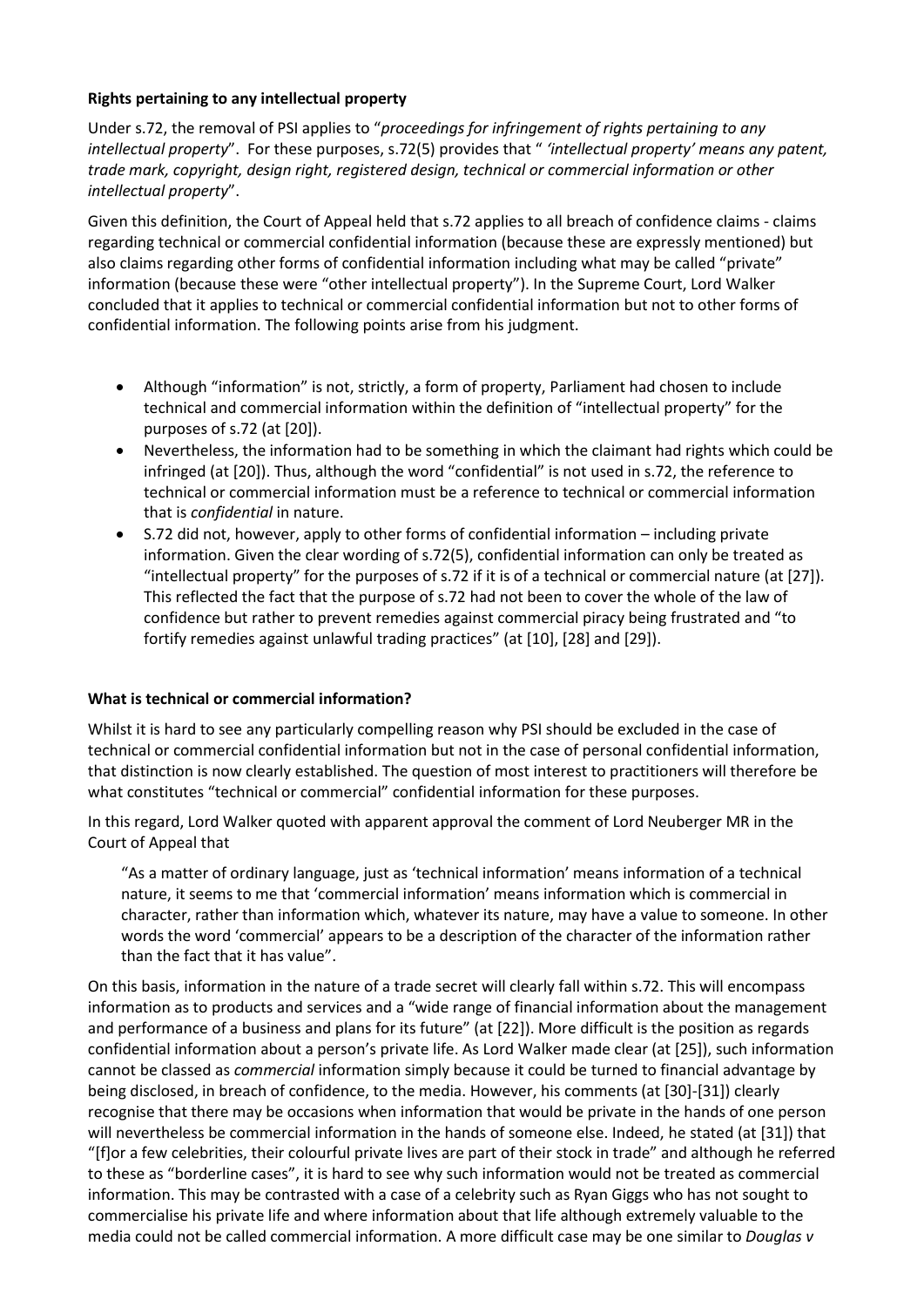**Rights pertaining to any intellectual property**

Under s.72, the removal of PSI applies to "*proceedings for infringement of rights pertaining to any intellectual property*". For these purposes, s.72(5) provides that " *'intellectual property' means any patent, trade mark, copyright, design right, registered design, technical or commercial information or other intellectual property*".

Given this definition, the Court of Appeal held that s.72 applies to all breach of confidence claims - claims regarding technical or commercial confidential information (because these are expressly mentioned) but also claims regarding other forms of confidential information including what may be called "private" information (because these were "other intellectual property"). In the Supreme Court, Lord Walker concluded that it applies to technical or commercial confidential information but not to other forms of confidential information. The following points arise from his judgment.

- Although "information" is not, strictly, a form of property, Parliament had chosen to include technical and commercial information within the definition of "intellectual property" for the purposes of s.72 (at [20]).
- Nevertheless, the information had to be something in which the claimant had rights which could be infringed (at [20]). Thus, although the word "confidential" is not used in s.72, the reference to technical or commercial information must be a reference to technical or commercial information that is *confidential* in nature.
- S.72 did not, however, apply to other forms of confidential information – including private information. Given the clear wording of s.72(5), confidential information can only be treated as "intellectual property" for the purposes of s.72 if it is of a technical or commercial nature (at [27]). This reflected the fact that the purpose of s.72 had not been to cover the whole of the law of confidence but rather to prevent remedies against commercial piracy being frustrated and "to fortify remedies against unlawful trading practices" (at [10], [28] and [29]).

**What is technical or commercial information?**

Whilst it is hard to see any particularly compelling reason why PSI should be excluded in the case of technical or commercial confidential information but not in the case of personal confidential information, that distinction is now clearly established. The question of most interest to practitioners will therefore be what constitutes "technical or commercial" confidential information for these purposes.

In this regard, Lord Walker quoted with apparent approval the comment of Lord Neuberger MR in the Court of Appeal that

> "As a matter of ordinary language, just as 'technical information' means information of a technical nature, it seems to me that 'commercial information' means information which is commercial in character, rather than information which, whatever its nature, may have a value to someone. In other words the word 'commercial' appears to be a description of the character of the information rather than the fact that it has value".

On this basis, information in the nature of a trade secret will clearly fall within s.72. This will encompass information as to products and services and a "wide range of financial information about the management and performance of a business and plans for its future" (at [22]). More difficult is the position as regards confidential information about a person's private life. As Lord Walker made clear (at [25]), such information cannot be classed as *commercial* information simply because it could be turned to financial advantage by being disclosed, in breach of confidence, to the media. However, his comments (at [30]-[31]) clearly recognise that there may be occasions when information that would be private in the hands of one person will nevertheless be commercial information in the hands of someone else. Indeed, he stated (at [31]) that "[f]or a few celebrities, their colourful private lives are part of their stock in trade" and although he referred to these as "borderline cases", it is hard to see why such information would not be treated as commercial information. This may be contrasted with a case of a celebrity such as Ryan Giggs who has not sought to commercialise his private life and where information about that life although extremely valuable to the media could not be called commercial information. A more difficult case may be one similar to *Douglas v*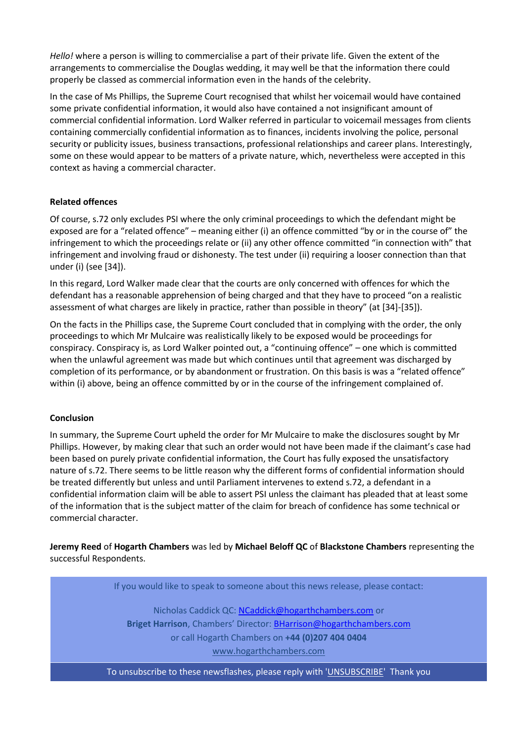*Hello!* where a person is willing to commercialise a part of their private life. Given the extent of the arrangements to commercialise the Douglas wedding, it may well be that the information there could properly be classed as commercial information even in the hands of the celebrity.

In the case of Ms Phillips, the Supreme Court recognised that whilst her voicemail would have contained some private confidential information, it would also have contained a not insignificant amount of commercial confidential information. Lord Walker referred in particular to voicemail messages from clients containing commercially confidential information as to finances, incidents involving the police, personal security or publicity issues, business transactions, professional relationships and career plans. Interestingly, some on these would appear to be matters of a private nature, which, nevertheless were accepted in this context as having a commercial character.

**Related offences**

Of course, s.72 only excludes PSI where the only criminal proceedings to which the defendant might be exposed are for a "related offence" – meaning either (i) an offence committed "by or in the course of" the infringement to which the proceedings relate or (ii) any other offence committed "in connection with" that infringement and involving fraud or dishonesty. The test under (ii) requiring a looser connection than that under (i) (see [34]).

In this regard, Lord Walker made clear that the courts are only concerned with offences for which the defendant has a reasonable apprehension of being charged and that they have to proceed "on a realistic assessment of what charges are likely in practice, rather than possible in theory" (at [34]-[35]).

On the facts in the Phillips case, the Supreme Court concluded that in complying with the order, the only proceedings to which Mr Mulcaire was realistically likely to be exposed would be proceedings for conspiracy. Conspiracy is, as Lord Walker pointed out, a "continuing offence" – one which is committed when the unlawful agreement was made but which continues until that agreement was discharged by completion of its performance, or by abandonment or frustration. On this basis is was a "related offence" within (i) above, being an offence committed by or in the course of the infringement complained of.

**Conclusion**

In summary, the Supreme Court upheld the order for Mr Mulcaire to make the disclosures sought by Mr Phillips. However, by making clear that such an order would not have been made if the claimant's case had been based on purely private confidential information, the Court has fully exposed the unsatisfactory nature of s.72. There seems to be little reason why the different forms of confidential information should be treated differently but unless and until Parliament intervenes to extend s.72, a defendant in a confidential information claim will be able to assert PSI unless the claimant has pleaded that at least some of the information that is the subject matter of the claim for breach of confidence has some technical or commercial character.

**Jeremy Reed** of **Hogarth Chambers** was led by **Michael Beloff QC** of **Blackstone Chambers** representing the successful Respondents.

If you would like to speak to someone about this news release, please contact:

Nicholas Caddick QC: NCaddick@hogarthchambers.com or
**Briget Harrison**, Chambers' Director: BHarrison@hogarthchambers.com
or call Hogarth Chambers on **+44 (0)207 404 0404**
www.hogarthchambers.com

To unsubscribe to these newsflashes, please reply with 'UNSUBSCRIBE' Thank you